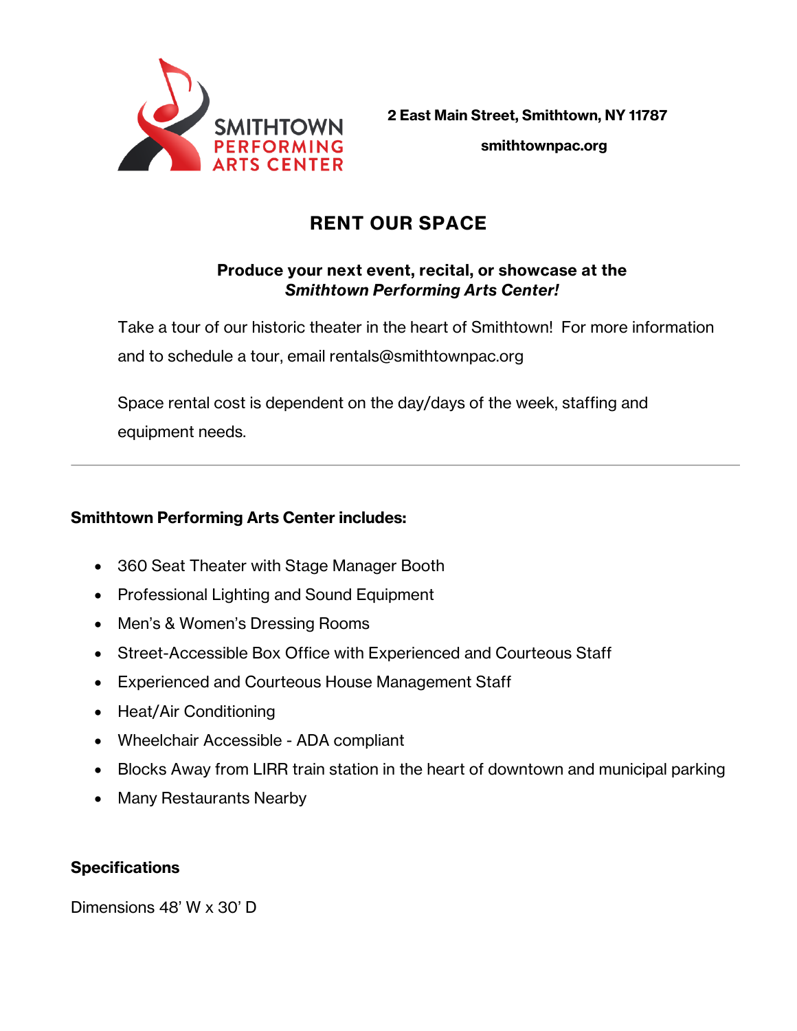SMITHTOWN PERFORMING ARTS CENTER

**2 East Main Street, Smithtown, NY 11787**

**smithtownpac.org**

# RENT OUR SPACE

**Produce your next event, recital, or showcase at the *Smithtown Performing Arts Center!***

Take a tour of our historic theater in the heart of Smithtown! For more information and to schedule a tour, email rentals@smithtownpac.org

Space rental cost is dependent on the day/days of the week, staffing and equipment needs.

---

**Smithtown Performing Arts Center includes:**

- 360 Seat Theater with Stage Manager Booth
- Professional Lighting and Sound Equipment
- Men's & Women's Dressing Rooms
- Street-Accessible Box Office with Experienced and Courteous Staff
- Experienced and Courteous House Management Staff
- Heat/Air Conditioning
- Wheelchair Accessible - ADA compliant
- Blocks Away from LIRR train station in the heart of downtown and municipal parking
- Many Restaurants Nearby

**Specifications**

Dimensions 48' W x 30' D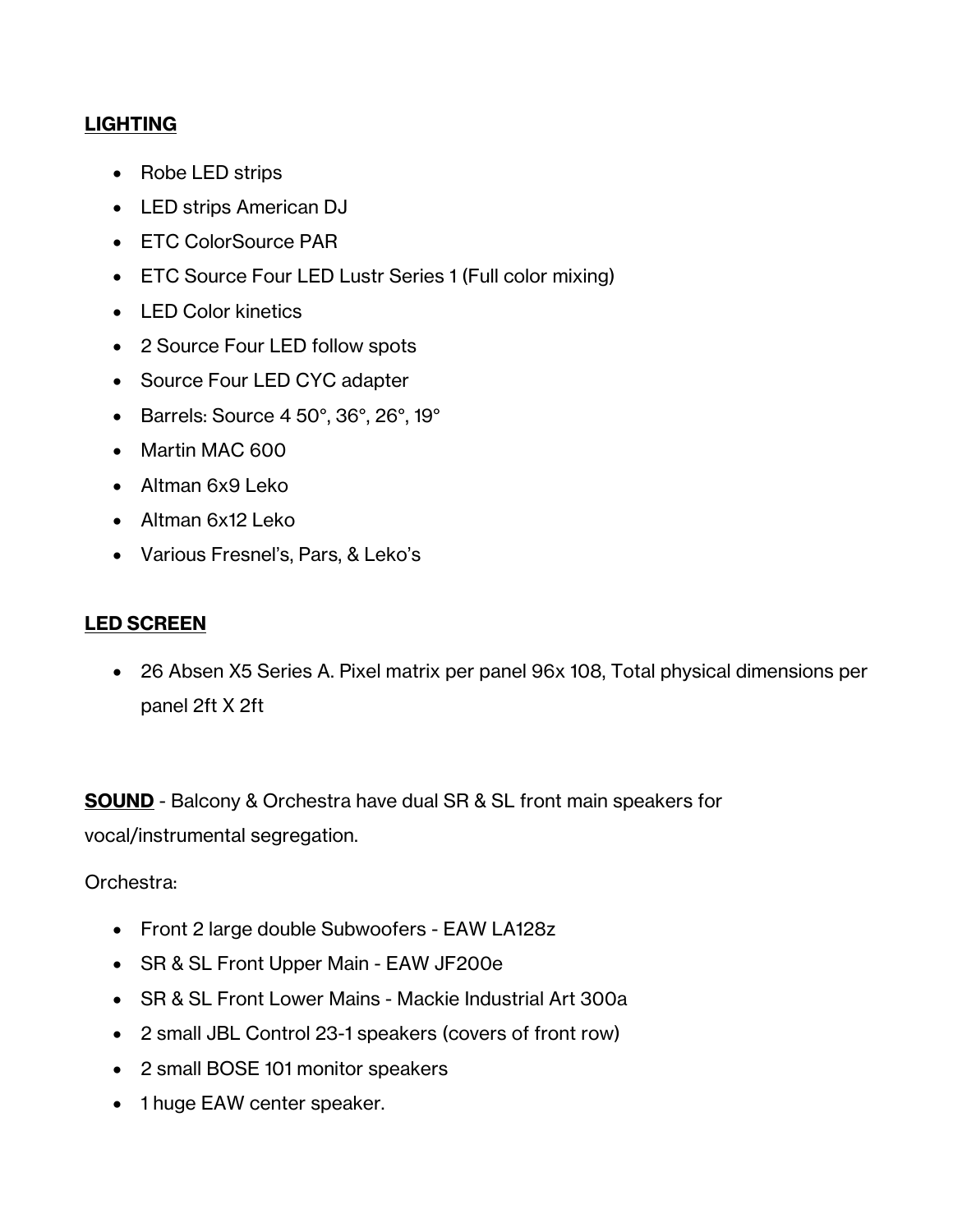**LIGHTING**

- Robe LED strips
- LED strips American DJ
- ETC ColorSource PAR
- ETC Source Four LED Lustr Series 1 (Full color mixing)
- LED Color kinetics
- 2 Source Four LED follow spots
- Source Four LED CYC adapter
- Barrels: Source 4 50°, 36°, 26°, 19°
- Martin MAC 600
- Altman 6x9 Leko
- Altman 6x12 Leko
- Various Fresnel's, Pars, & Leko's

**LED SCREEN**

- 26 Absen X5 Series A. Pixel matrix per panel 96x 108, Total physical dimensions per panel 2ft X 2ft

**SOUND** - Balcony & Orchestra have dual SR & SL front main speakers for vocal/instrumental segregation.

Orchestra:

- Front 2 large double Subwoofers - EAW LA128z
- SR & SL Front Upper Main - EAW JF200e
- SR & SL Front Lower Mains - Mackie Industrial Art 300a
- 2 small JBL Control 23-1 speakers (covers of front row)
- 2 small BOSE 101 monitor speakers
- 1 huge EAW center speaker.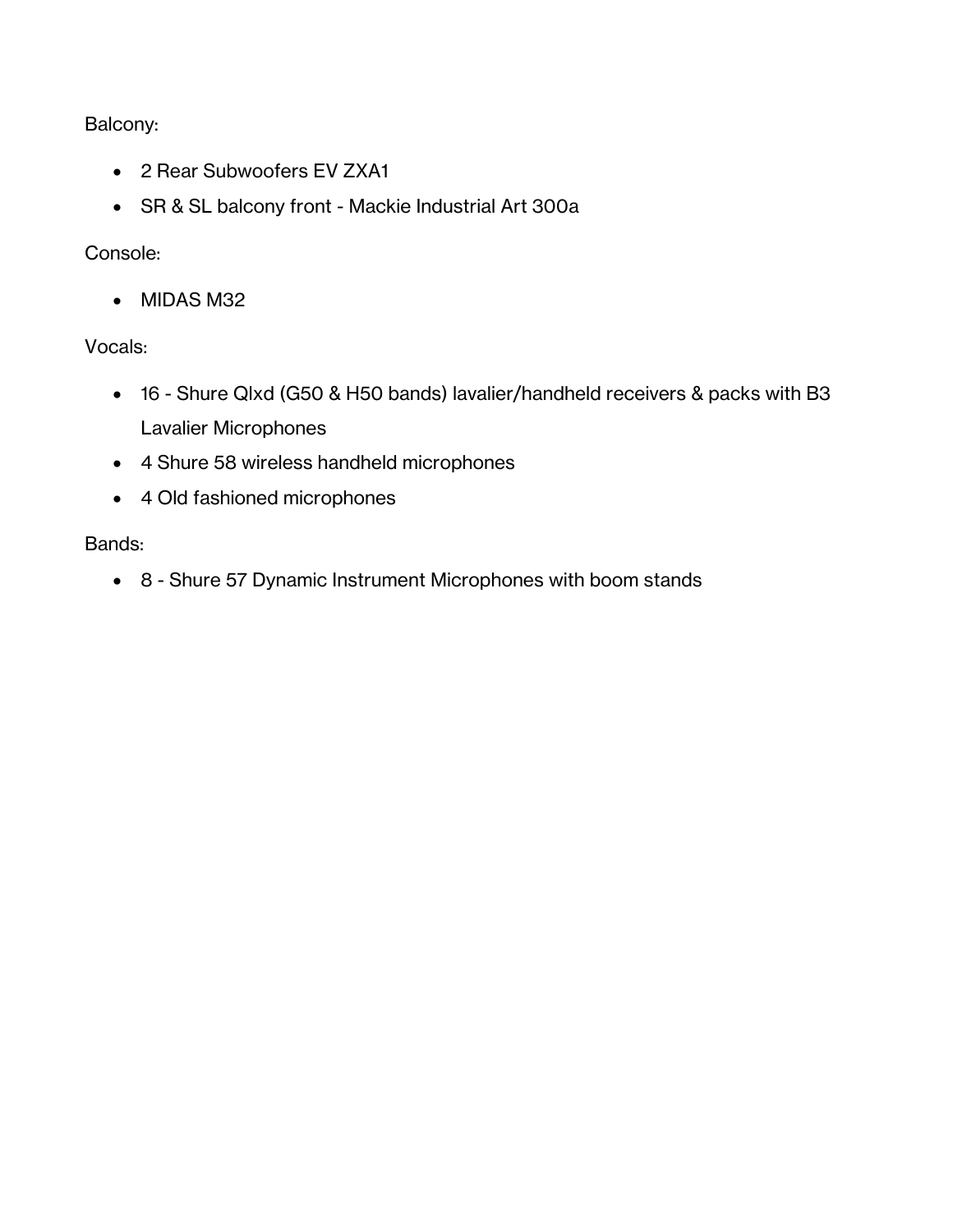Balcony:

- 2 Rear Subwoofers EV ZXA1
- SR & SL balcony front - Mackie Industrial Art 300a

Console:

- MIDAS M32

Vocals:

- 16 - Shure Qlxd (G50 & H50 bands) lavalier/handheld receivers & packs with B3 Lavalier Microphones
- 4 Shure 58 wireless handheld microphones
- 4 Old fashioned microphones

Bands:

- 8 - Shure 57 Dynamic Instrument Microphones with boom stands